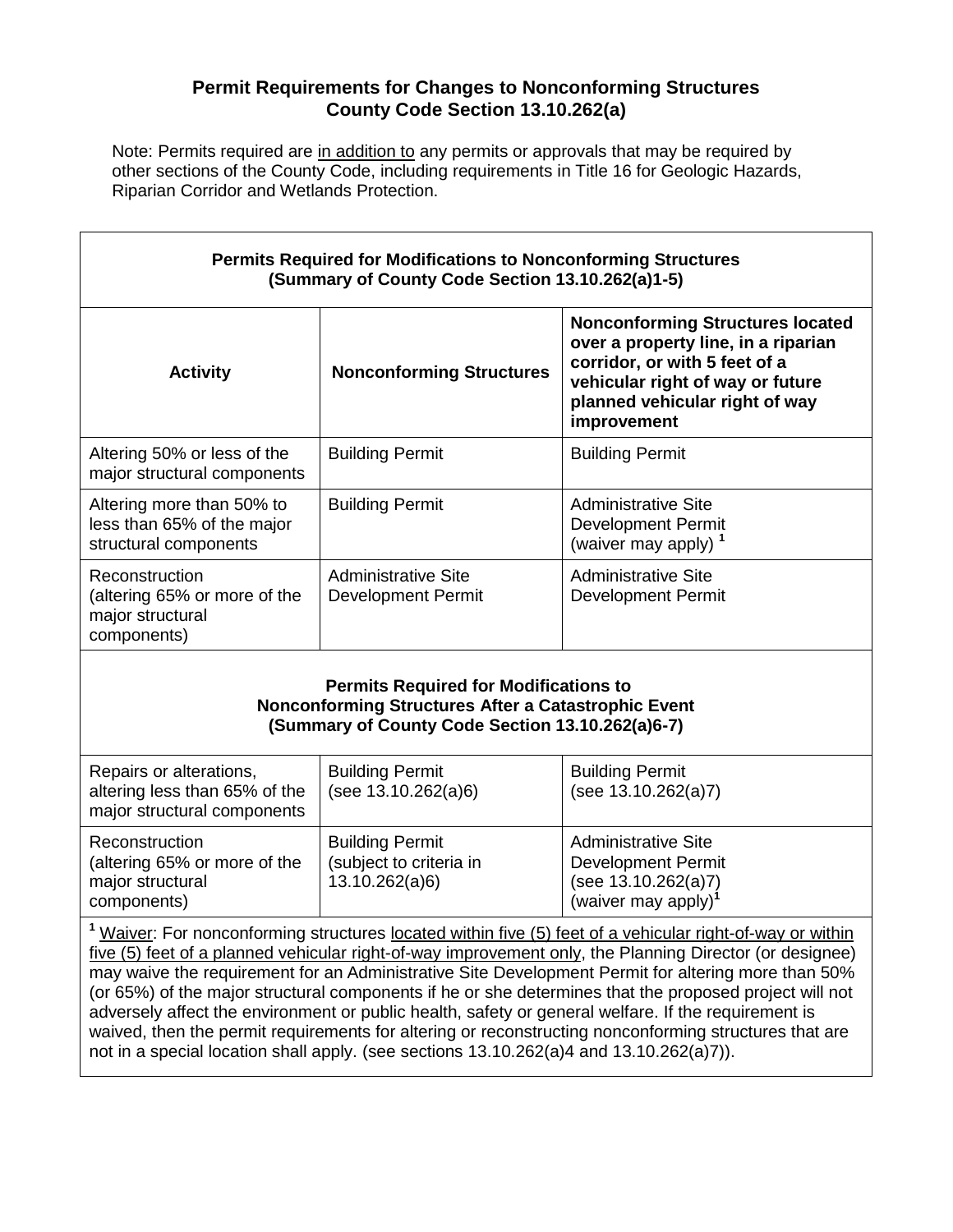# Permit Requirements for Changes to Nonconforming Structures
## County Code Section 13.10.262(a)

Note: Permits required are <u>in addition to</u> any permits or approvals that may be required by other sections of the County Code, including requirements in Title 16 for Geologic Hazards, Riparian Corridor and Wetlands Protection.

| **Permits Required for Modifications to Nonconforming Structures (Summary of County Code Section 13.10.262(a)1-5)** | | |
|---|---|---|
| **Activity** | **Nonconforming Structures** | **Nonconforming Structures located over a property line, in a riparian corridor, or with 5 feet of a vehicular right of way or future planned vehicular right of way improvement** |
| Altering 50% or less of the major structural components | Building Permit | Building Permit |
| Altering more than 50% to less than 65% of the major structural components | Building Permit | Administrative Site Development Permit (waiver may apply) [1] |
| Reconstruction (altering 65% or more of the major structural components) | Administrative Site Development Permit | Administrative Site Development Permit |
| **Permits Required for Modifications to Nonconforming Structures After a Catastrophic Event (Summary of County Code Section 13.10.262(a)6-7)** | | |
| Repairs or alterations, altering less than 65% of the major structural components | Building Permit (see 13.10.262(a)6) | Building Permit (see 13.10.262(a)7) |
| Reconstruction (altering 65% or more of the major structural components) | Building Permit (subject to criteria in 13.10.262(a)6) | Administrative Site Development Permit (see 13.10.262(a)7) (waiver may apply)[1] |

[1] <u>Waiver</u>: For nonconforming structures <u>located within five (5) feet of a vehicular right-of-way or within five (5) feet of a planned vehicular right-of-way improvement only</u>, the Planning Director (or designee) may waive the requirement for an Administrative Site Development Permit for altering more than 50% (or 65%) of the major structural components if he or she determines that the proposed project will not adversely affect the environment or public health, safety or general welfare. If the requirement is waived, then the permit requirements for altering or reconstructing nonconforming structures that are not in a special location shall apply. (see sections 13.10.262(a)4 and 13.10.262(a)7)).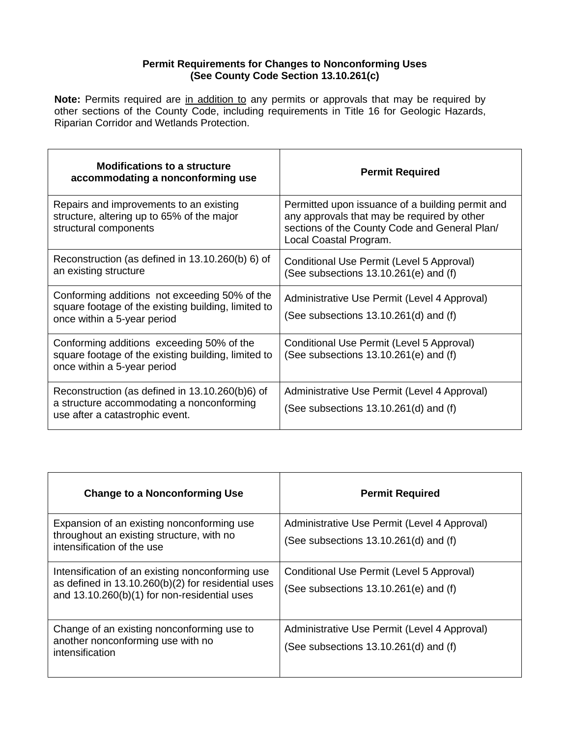**Permit Requirements for Changes to Nonconforming Uses**
**(See County Code Section 13.10.261(c)**

**Note:** Permits required are <u>in addition to</u> any permits or approvals that may be required by other sections of the County Code, including requirements in Title 16 for Geologic Hazards, Riparian Corridor and Wetlands Protection.

| Modifications to a structure accommodating a nonconforming use | Permit Required |
| --- | --- |
| Repairs and improvements to an existing structure, altering up to 65% of the major structural components | Permitted upon issuance of a building permit and any approvals that may be required by other sections of the County Code and General Plan/ Local Coastal Program. |
| Reconstruction (as defined in 13.10.260(b) 6) of an existing structure | Conditional Use Permit (Level 5 Approval) (See subsections 13.10.261(e) and (f) |
| Conforming additions not exceeding 50% of the square footage of the existing building, limited to once within a 5-year period | Administrative Use Permit (Level 4 Approval)<br>(See subsections 13.10.261(d) and (f) |
| Conforming additions exceeding 50% of the square footage of the existing building, limited to once within a 5-year period | Conditional Use Permit (Level 5 Approval) (See subsections 13.10.261(e) and (f) |
| Reconstruction (as defined in 13.10.260(b)6) of a structure accommodating a nonconforming use after a catastrophic event. | Administrative Use Permit (Level 4 Approval)<br>(See subsections 13.10.261(d) and (f) |

| Change to a Nonconforming Use | Permit Required |
| --- | --- |
| Expansion of an existing nonconforming use throughout an existing structure, with no intensification of the use | Administrative Use Permit (Level 4 Approval)<br>(See subsections 13.10.261(d) and (f) |
| Intensification of an existing nonconforming use as defined in 13.10.260(b)(2) for residential uses and 13.10.260(b)(1) for non-residential uses | Conditional Use Permit (Level 5 Approval)<br>(See subsections 13.10.261(e) and (f) |
| Change of an existing nonconforming use to another nonconforming use with no intensification | Administrative Use Permit (Level 4 Approval)<br>(See subsections 13.10.261(d) and (f) |